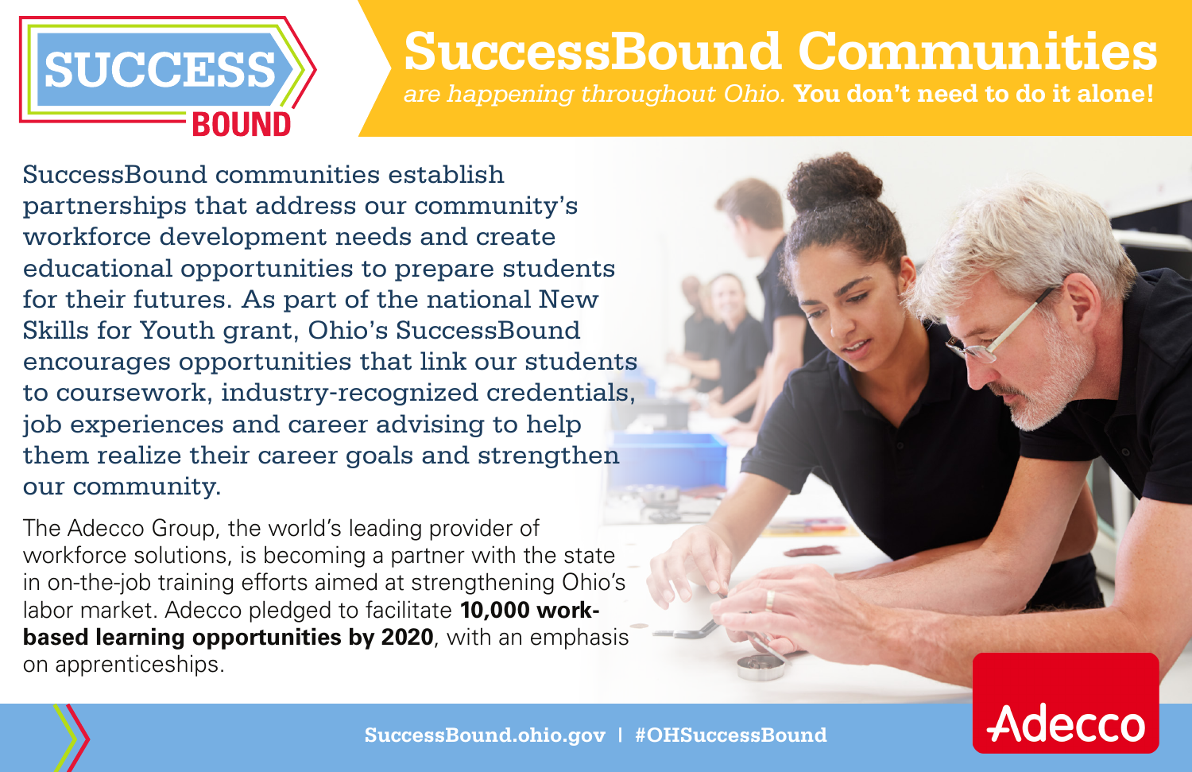SUCCESS BOUND

# SuccessBound Communities

*are happening throughout Ohio.* **You don't need to do it alone!**

SuccessBound communities establish partnerships that address our community's workforce development needs and create educational opportunities to prepare students for their futures. As part of the national New Skills for Youth grant, Ohio's SuccessBound encourages opportunities that link our students to coursework, industry-recognized credentials, job experiences and career advising to help them realize their career goals and strengthen our community.

The Adecco Group, the world's leading provider of workforce solutions, is becoming a partner with the state in on-the-job training efforts aimed at strengthening Ohio's labor market. Adecco pledged to facilitate **10,000 work-based learning opportunities by 2020**, with an emphasis on apprenticeships.

SuccessBound.ohio.gov | #OHSuccessBound

Adecco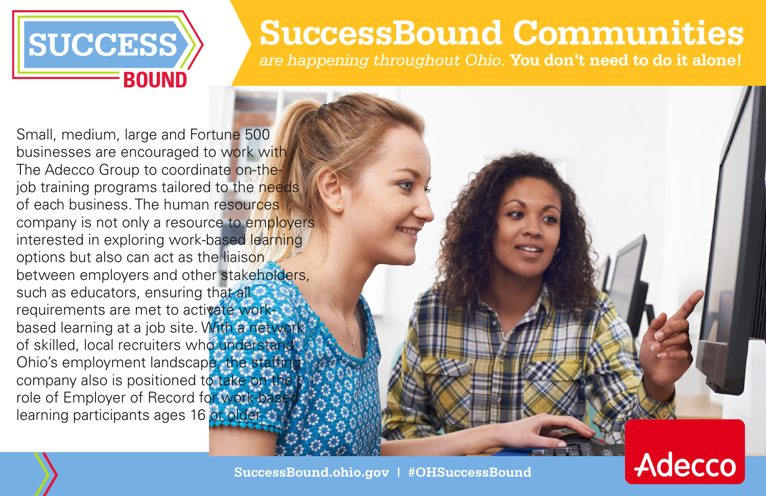SUCCESS BOUND

# SuccessBound Communities

*are happening throughout Ohio.* **You don't need to do it alone!**

Small, medium, large and Fortune 500 businesses are encouraged to work with The Adecco Group to coordinate on-the-job training programs tailored to the needs of each business. The human resources company is not only a resource to employers interested in exploring work-based learning options but also can act as the liaison between employers and other stakeholders, such as educators, ensuring that all requirements are met to activate work-based learning at a job site. With a network of skilled, local recruiters who understand Ohio's employment landscape, the staffing company also is positioned to take on the role of Employer of Record for work-based learning participants ages 16 or older.

**SuccessBound.ohio.gov | #OHSuccessBound**

Adecco